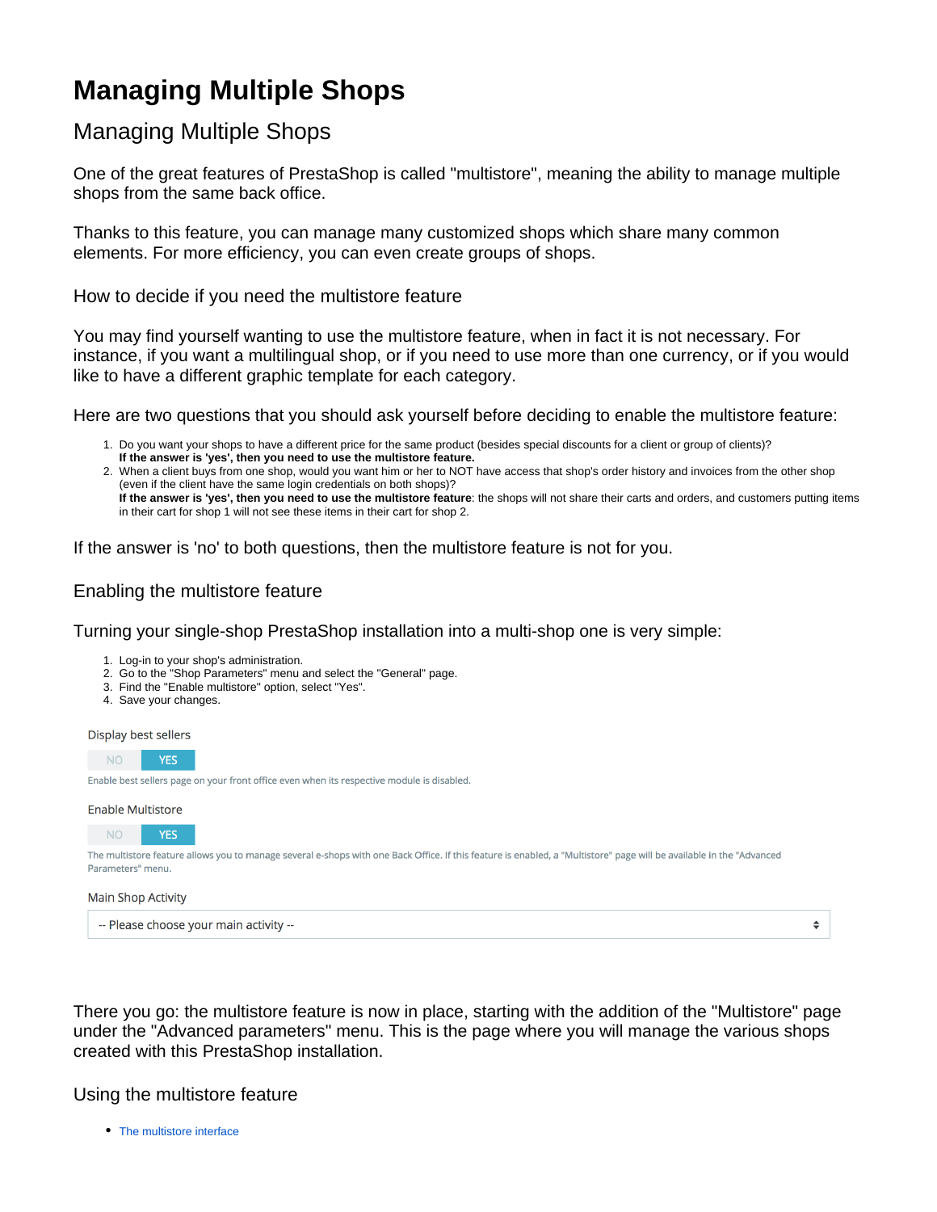# Managing Multiple Shops

## Managing Multiple Shops

One of the great features of PrestaShop is called "multistore", meaning the ability to manage multiple shops from the same back office.

Thanks to this feature, you can manage many customized shops which share many common elements. For more efficiency, you can even create groups of shops.

### How to decide if you need the multistore feature

You may find yourself wanting to use the multistore feature, when in fact it is not necessary. For instance, if you want a multilingual shop, or if you need to use more than one currency, or if you would like to have a different graphic template for each category.

Here are two questions that you should ask yourself before deciding to enable the multistore feature:

1. Do you want your shops to have a different price for the same product (besides special discounts for a client or group of clients)?
   **If the answer is 'yes', then you need to use the multistore feature.**
2. When a client buys from one shop, would you want him or her to NOT have access that shop's order history and invoices from the other shop (even if the client have the same login credentials on both shops)?
   **If the answer is 'yes', then you need to use the multistore feature**: the shops will not share their carts and orders, and customers putting items in their cart for shop 1 will not see these items in their cart for shop 2.

If the answer is 'no' to both questions, then the multistore feature is not for you.

### Enabling the multistore feature

Turning your single-shop PrestaShop installation into a multi-shop one is very simple:

1. Log-in to your shop's administration.
2. Go to the "Shop Parameters" menu and select the "General" page.
3. Find the "Enable multistore" option, select "Yes".
4. Save your changes.

Display best sellers

NO YES

Enable best sellers page on your front office even when its respective module is disabled.

Enable Multistore

NO YES

The multistore feature allows you to manage several e-shops with one Back Office. If this feature is enabled, a "Multistore" page will be available in the "Advanced Parameters" menu.

Main Shop Activity

-- Please choose your main activity --

There you go: the multistore feature is now in place, starting with the addition of the "Multistore" page under the "Advanced parameters" menu. This is the page where you will manage the various shops created with this PrestaShop installation.

### Using the multistore feature

- The multistore interface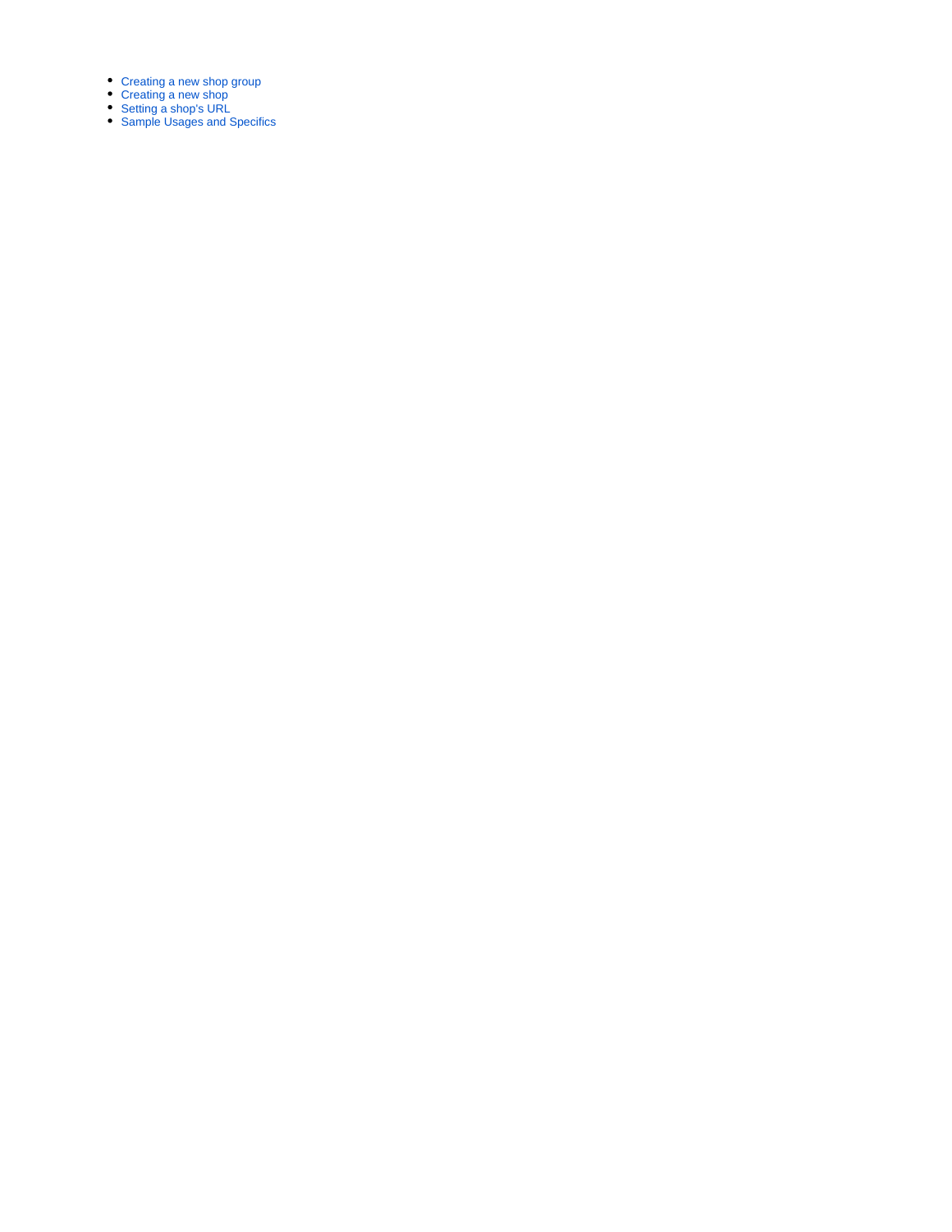- Creating a new shop group
- Creating a new shop
- Setting a shop's URL
- Sample Usages and Specifics